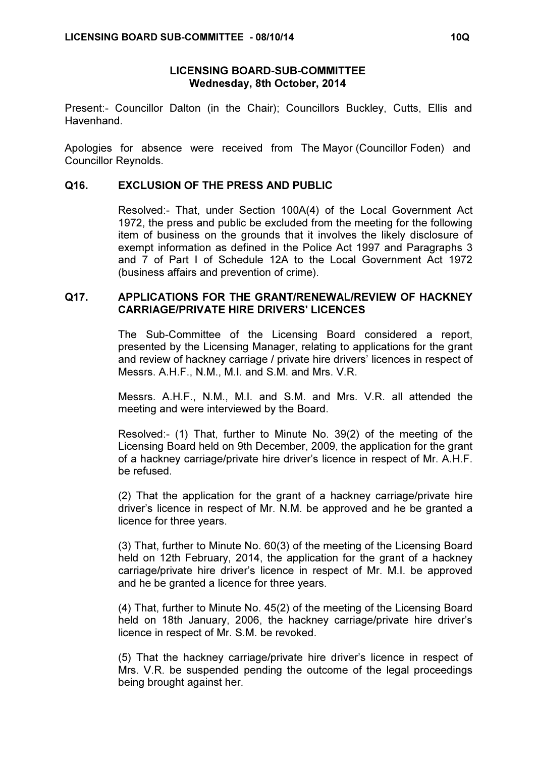# LICENSING BOARD-SUB-COMMITTEE
## Wednesday, 8th October, 2014

Present:- Councillor Dalton (in the Chair); Councillors Buckley, Cutts, Ellis and Havenhand.

Apologies for absence were received from The Mayor (Councillor Foden) and Councillor Reynolds.

### Q16. EXCLUSION OF THE PRESS AND PUBLIC

Resolved:- That, under Section 100A(4) of the Local Government Act 1972, the press and public be excluded from the meeting for the following item of business on the grounds that it involves the likely disclosure of exempt information as defined in the Police Act 1997 and Paragraphs 3 and 7 of Part I of Schedule 12A to the Local Government Act 1972 (business affairs and prevention of crime).

### Q17. APPLICATIONS FOR THE GRANT/RENEWAL/REVIEW OF HACKNEY CARRIAGE/PRIVATE HIRE DRIVERS' LICENCES

The Sub-Committee of the Licensing Board considered a report, presented by the Licensing Manager, relating to applications for the grant and review of hackney carriage / private hire drivers' licences in respect of Messrs. A.H.F., N.M., M.I. and S.M. and Mrs. V.R.

Messrs. A.H.F., N.M., M.I. and S.M. and Mrs. V.R. all attended the meeting and were interviewed by the Board.

Resolved:- (1) That, further to Minute No. 39(2) of the meeting of the Licensing Board held on 9th December, 2009, the application for the grant of a hackney carriage/private hire driver's licence in respect of Mr. A.H.F. be refused.

(2) That the application for the grant of a hackney carriage/private hire driver's licence in respect of Mr. N.M. be approved and he be granted a licence for three years.

(3) That, further to Minute No. 60(3) of the meeting of the Licensing Board held on 12th February, 2014, the application for the grant of a hackney carriage/private hire driver's licence in respect of Mr. M.I. be approved and he be granted a licence for three years.

(4) That, further to Minute No. 45(2) of the meeting of the Licensing Board held on 18th January, 2006, the hackney carriage/private hire driver's licence in respect of Mr. S.M. be revoked.

(5) That the hackney carriage/private hire driver's licence in respect of Mrs. V.R. be suspended pending the outcome of the legal proceedings being brought against her.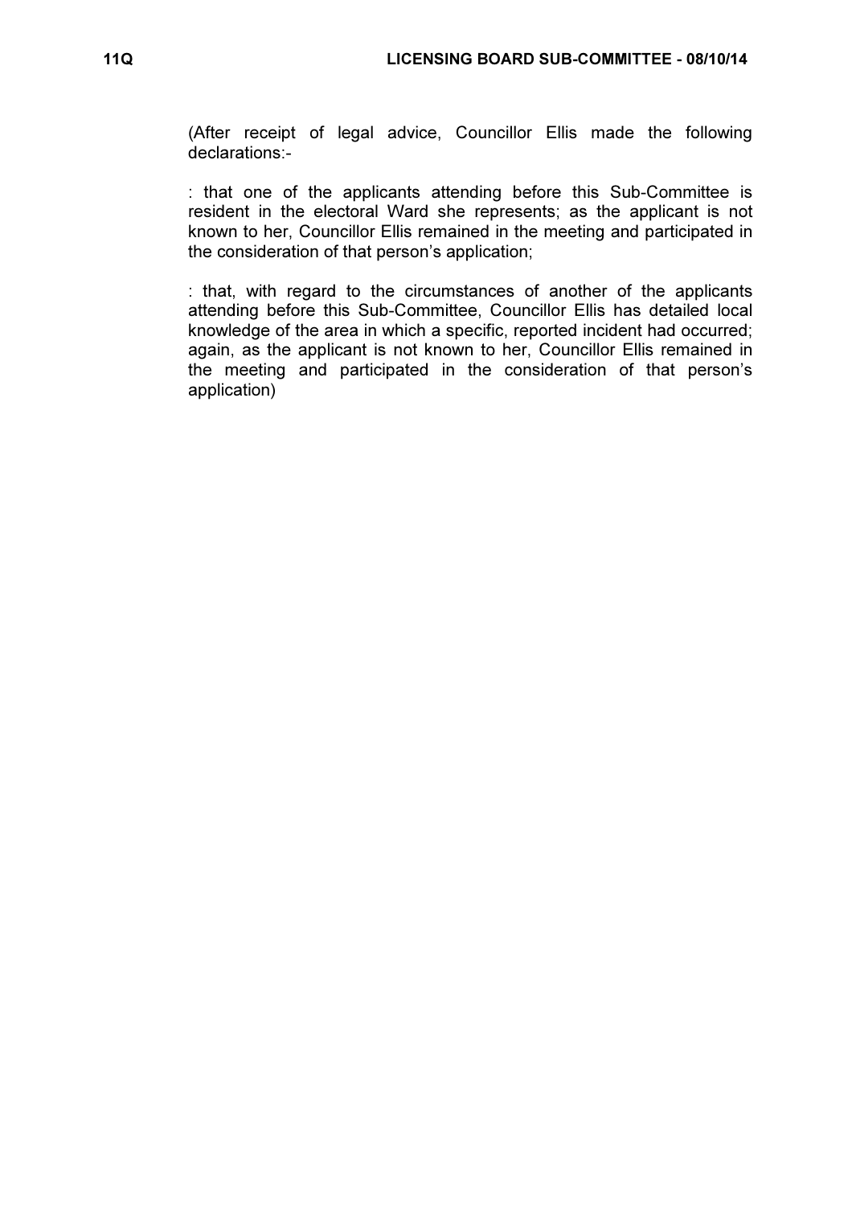(After receipt of legal advice, Councillor Ellis made the following declarations:-

: that one of the applicants attending before this Sub-Committee is resident in the electoral Ward she represents; as the applicant is not known to her, Councillor Ellis remained in the meeting and participated in the consideration of that person's application;

: that, with regard to the circumstances of another of the applicants attending before this Sub-Committee, Councillor Ellis has detailed local knowledge of the area in which a specific, reported incident had occurred; again, as the applicant is not known to her, Councillor Ellis remained in the meeting and participated in the consideration of that person's application)